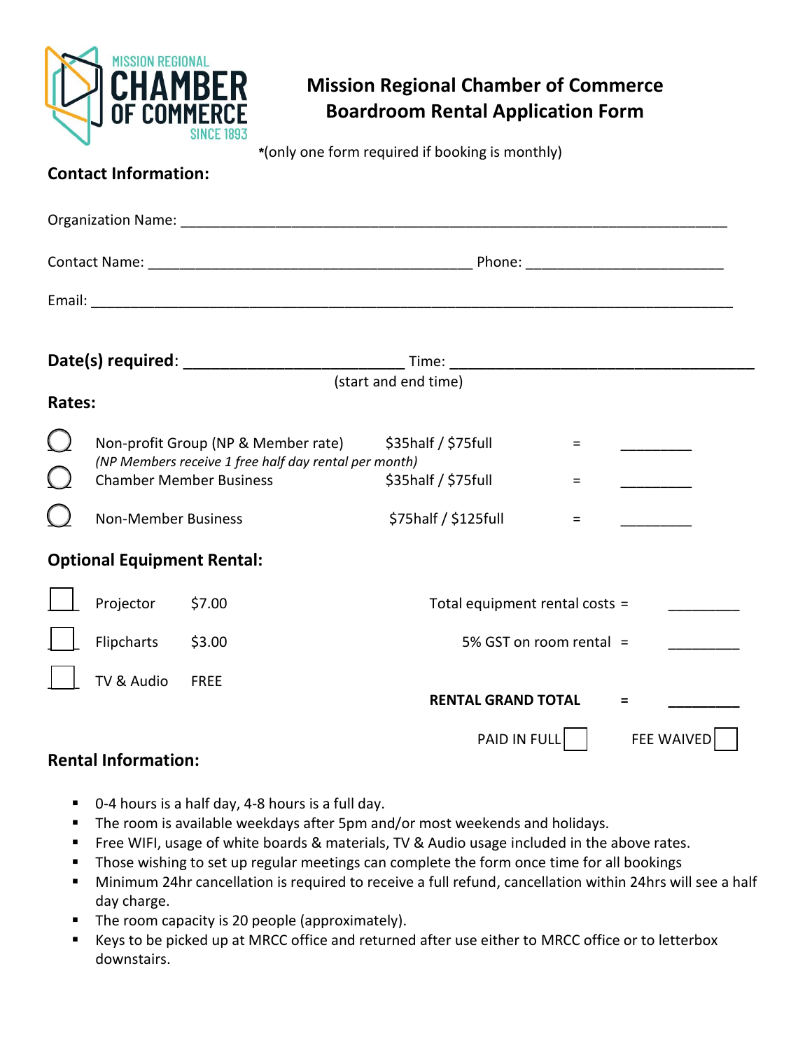# Mission Regional Chamber of Commerce Boardroom Rental Application Form

*(only one form required if booking is monthly)

## Contact Information:

Organization Name: ___________________________________________________________________

Contact Name: _________________________________________ Phone: _________________________

Email: ___________________________________________________________________________

**Date(s) required**: ___________________________ Time: ______________________________________
(start and end time)

## Rates:

| | | | | |
|---|---|---|---|---|
| ◯ | Non-profit Group (NP & Member rate)<br>*(NP Members receive 1 free half day rental per month)* | $35half / $75full | = | _________ |
| ◯ | Chamber Member Business | $35half / $75full | = | _________ |
| ◯ | Non-Member Business | $75half / $125full | = | _________ |

## Optional Equipment Rental:

| | | | | | |
|---|---|---|---|---|---|
| ☐ | Projector | $7.00 | Total equipment rental costs | = | _________ |
| ☐ | Flipcharts | $3.00 | 5% GST on room rental | = | _________ |
| ☐ | TV & Audio | FREE | **RENTAL GRAND TOTAL** | = | _________ |

PAID IN FULL ☐ FEE WAIVED ☐

## Rental Information:

- 0-4 hours is a half day, 4-8 hours is a full day.
- The room is available weekdays after 5pm and/or most weekends and holidays.
- Free WIFI, usage of white boards & materials, TV & Audio usage included in the above rates.
- Those wishing to set up regular meetings can complete the form once time for all bookings
- Minimum 24hr cancellation is required to receive a full refund, cancellation within 24hrs will see a half day charge.
- The room capacity is 20 people (approximately).
- Keys to be picked up at MRCC office and returned after use either to MRCC office or to letterbox downstairs.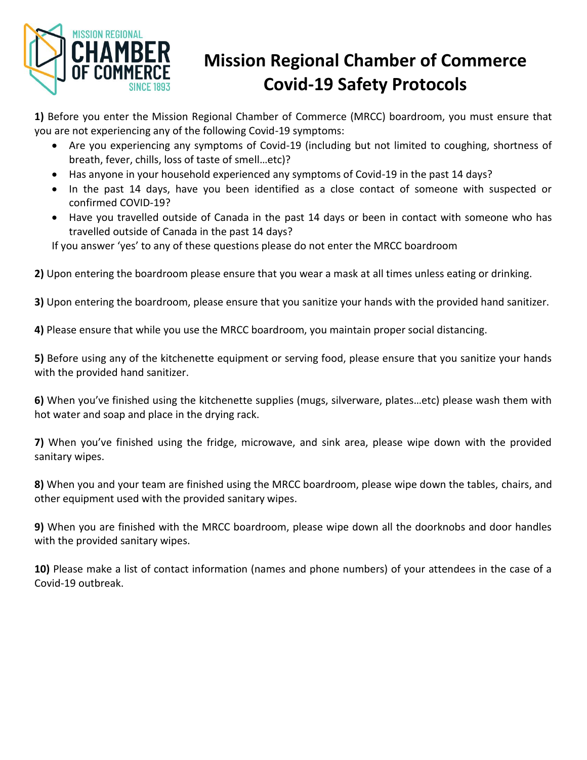# Mission Regional Chamber of Commerce Covid-19 Safety Protocols

**1)** Before you enter the Mission Regional Chamber of Commerce (MRCC) boardroom, you must ensure that you are not experiencing any of the following Covid-19 symptoms:

- Are you experiencing any symptoms of Covid-19 (including but not limited to coughing, shortness of breath, fever, chills, loss of taste of smell…etc)?
- Has anyone in your household experienced any symptoms of Covid-19 in the past 14 days?
- In the past 14 days, have you been identified as a close contact of someone with suspected or confirmed COVID-19?
- Have you travelled outside of Canada in the past 14 days or been in contact with someone who has travelled outside of Canada in the past 14 days?

If you answer 'yes' to any of these questions please do not enter the MRCC boardroom

**2)** Upon entering the boardroom please ensure that you wear a mask at all times unless eating or drinking.

**3)** Upon entering the boardroom, please ensure that you sanitize your hands with the provided hand sanitizer.

**4)** Please ensure that while you use the MRCC boardroom, you maintain proper social distancing.

**5)** Before using any of the kitchenette equipment or serving food, please ensure that you sanitize your hands with the provided hand sanitizer.

**6)** When you've finished using the kitchenette supplies (mugs, silverware, plates…etc) please wash them with hot water and soap and place in the drying rack.

**7)** When you've finished using the fridge, microwave, and sink area, please wipe down with the provided sanitary wipes.

**8)** When you and your team are finished using the MRCC boardroom, please wipe down the tables, chairs, and other equipment used with the provided sanitary wipes.

**9)** When you are finished with the MRCC boardroom, please wipe down all the doorknobs and door handles with the provided sanitary wipes.

**10)** Please make a list of contact information (names and phone numbers) of your attendees in the case of a Covid-19 outbreak.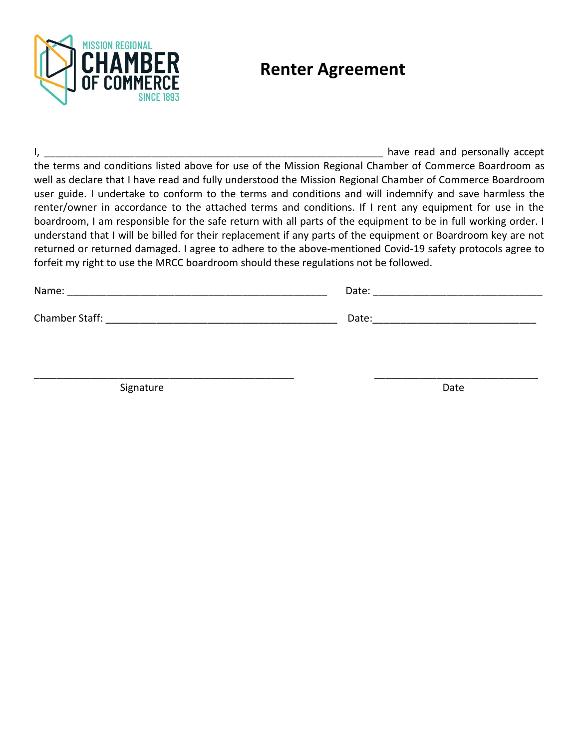MISSION REGIONAL

CHAMBER OF COMMERCE

SINCE 1893

# Renter Agreement

I, ______________________________________________________________ have read and personally accept the terms and conditions listed above for use of the Mission Regional Chamber of Commerce Boardroom as well as declare that I have read and fully understood the Mission Regional Chamber of Commerce Boardroom user guide. I undertake to conform to the terms and conditions and will indemnify and save harmless the renter/owner in accordance to the attached terms and conditions. If I rent any equipment for use in the boardroom, I am responsible for the safe return with all parts of the equipment to be in full working order. I understand that I will be billed for their replacement if any parts of the equipment or Boardroom key are not returned or returned damaged. I agree to adhere to the above-mentioned Covid-19 safety protocols agree to forfeit my right to use the MRCC boardroom should these regulations not be followed.

Name: _______________________________________________ Date: ______________________________

Chamber Staff: ________________________________________ Date:_____________________________

_______________________________________________ ______________________________

Signature Date